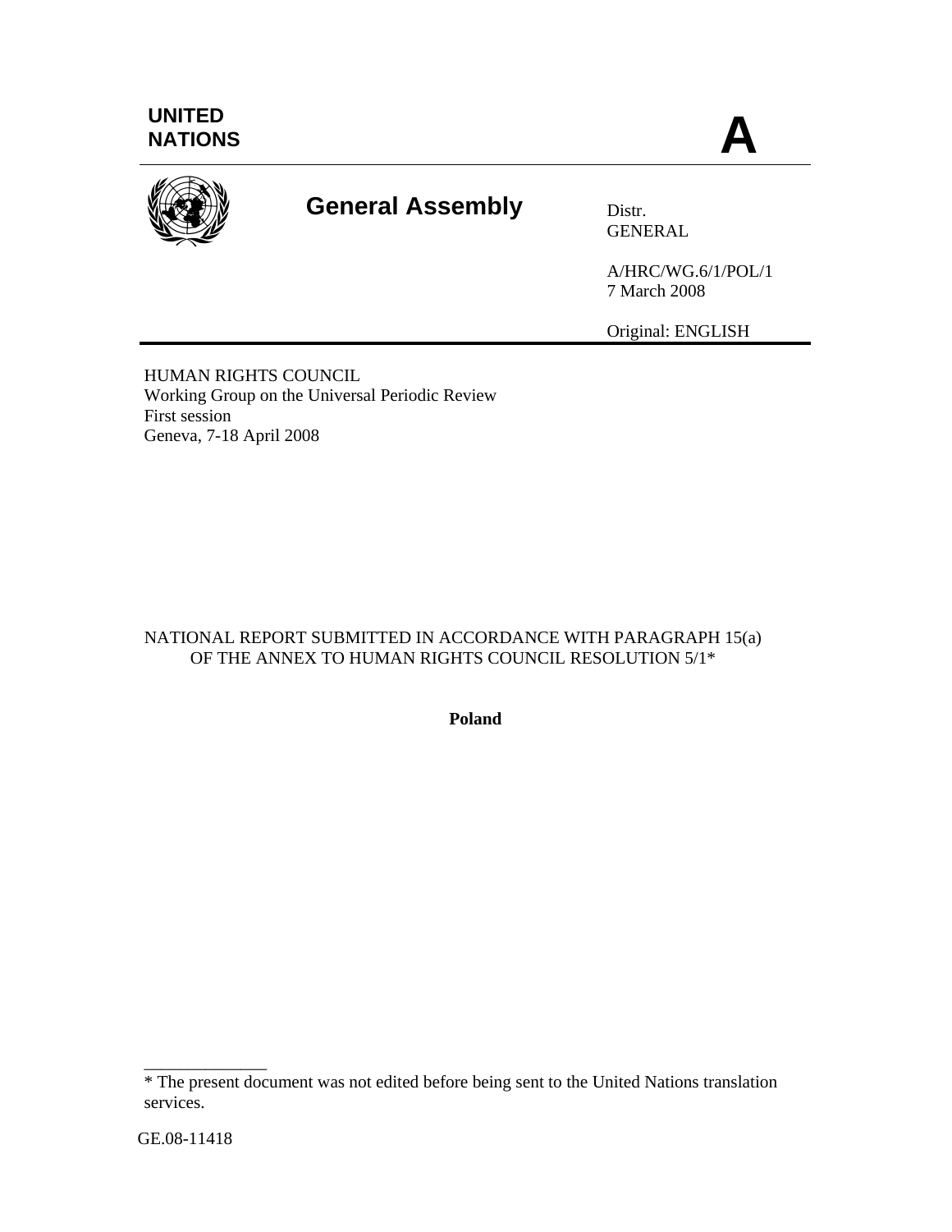UNITED NATIONS

**A**

**General Assembly**

Distr.
GENERAL

A/HRC/WG.6/1/POL/1
7 March 2008

Original: ENGLISH

HUMAN RIGHTS COUNCIL
Working Group on the Universal Periodic Review
First session
Geneva, 7-18 April 2008

NATIONAL REPORT SUBMITTED IN ACCORDANCE WITH PARAGRAPH 15(a) OF THE ANNEX TO HUMAN RIGHTS COUNCIL RESOLUTION 5/1*

**Poland**

---

\* The present document was not edited before being sent to the United Nations translation services.

GE.08-11418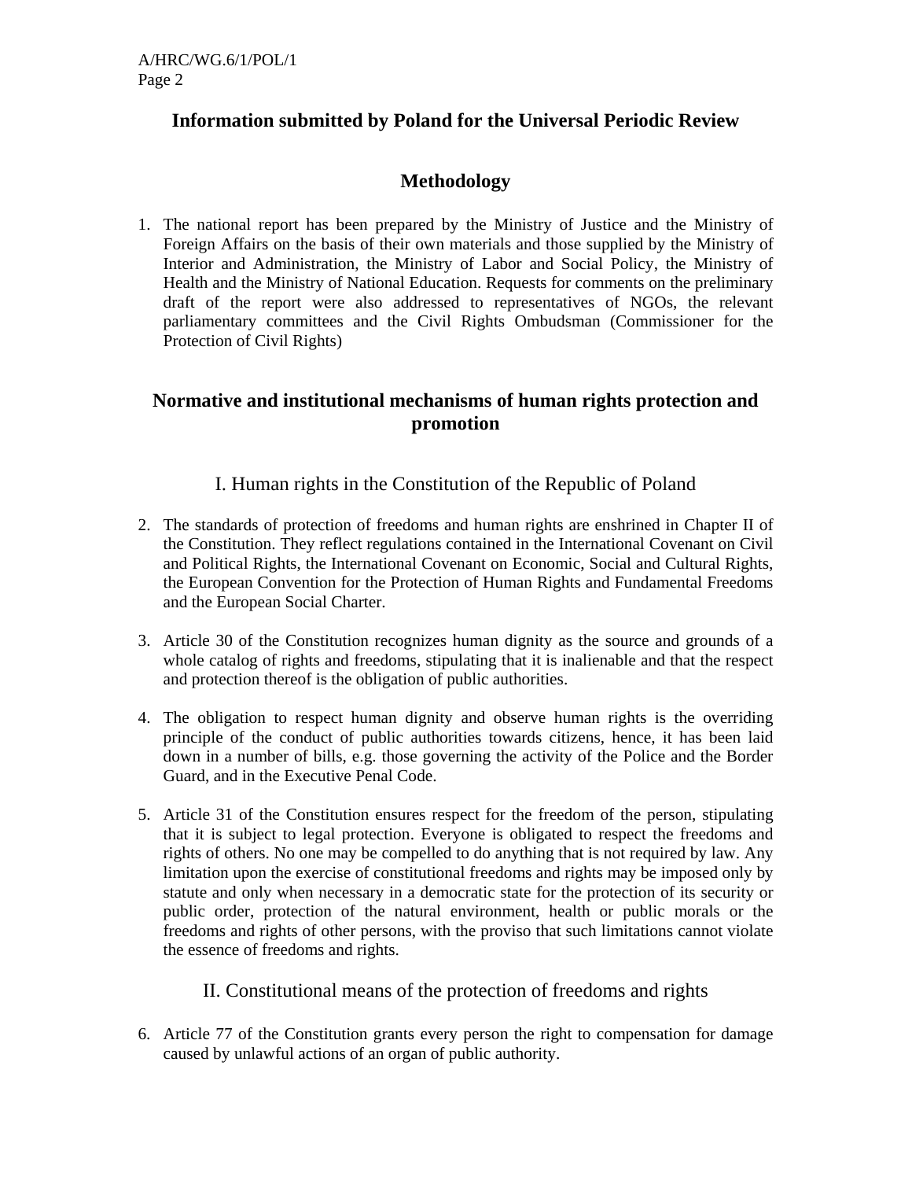## Information submitted by Poland for the Universal Periodic Review

## Methodology

1. The national report has been prepared by the Ministry of Justice and the Ministry of Foreign Affairs on the basis of their own materials and those supplied by the Ministry of Interior and Administration, the Ministry of Labor and Social Policy, the Ministry of Health and the Ministry of National Education. Requests for comments on the preliminary draft of the report were also addressed to representatives of NGOs, the relevant parliamentary committees and the Civil Rights Ombudsman (Commissioner for the Protection of Civil Rights)

## Normative and institutional mechanisms of human rights protection and promotion

### I. Human rights in the Constitution of the Republic of Poland

2. The standards of protection of freedoms and human rights are enshrined in Chapter II of the Constitution. They reflect regulations contained in the International Covenant on Civil and Political Rights, the International Covenant on Economic, Social and Cultural Rights, the European Convention for the Protection of Human Rights and Fundamental Freedoms and the European Social Charter.

3. Article 30 of the Constitution recognizes human dignity as the source and grounds of a whole catalog of rights and freedoms, stipulating that it is inalienable and that the respect and protection thereof is the obligation of public authorities.

4. The obligation to respect human dignity and observe human rights is the overriding principle of the conduct of public authorities towards citizens, hence, it has been laid down in a number of bills, e.g. those governing the activity of the Police and the Border Guard, and in the Executive Penal Code.

5. Article 31 of the Constitution ensures respect for the freedom of the person, stipulating that it is subject to legal protection. Everyone is obligated to respect the freedoms and rights of others. No one may be compelled to do anything that is not required by law. Any limitation upon the exercise of constitutional freedoms and rights may be imposed only by statute and only when necessary in a democratic state for the protection of its security or public order, protection of the natural environment, health or public morals or the freedoms and rights of other persons, with the proviso that such limitations cannot violate the essence of freedoms and rights.

### II. Constitutional means of the protection of freedoms and rights

6. Article 77 of the Constitution grants every person the right to compensation for damage caused by unlawful actions of an organ of public authority.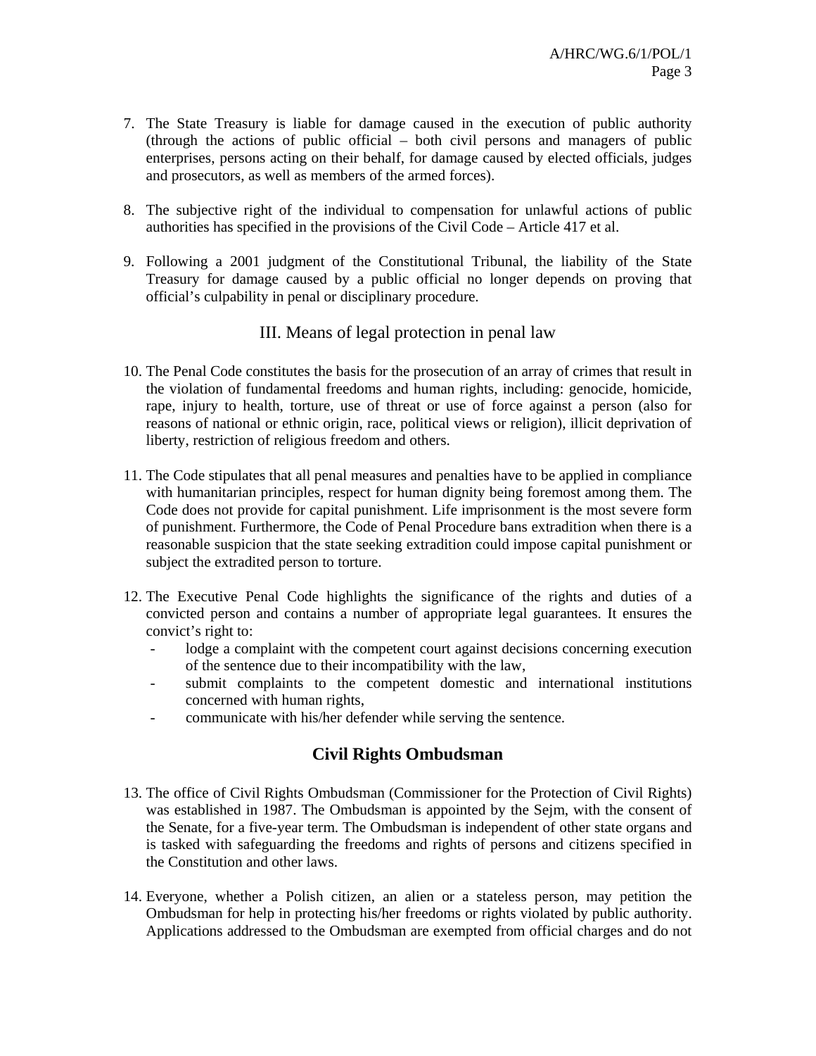7. The State Treasury is liable for damage caused in the execution of public authority (through the actions of public official – both civil persons and managers of public enterprises, persons acting on their behalf, for damage caused by elected officials, judges and prosecutors, as well as members of the armed forces).

8. The subjective right of the individual to compensation for unlawful actions of public authorities has specified in the provisions of the Civil Code – Article 417 et al.

9. Following a 2001 judgment of the Constitutional Tribunal, the liability of the State Treasury for damage caused by a public official no longer depends on proving that official's culpability in penal or disciplinary procedure.

## III. Means of legal protection in penal law

10. The Penal Code constitutes the basis for the prosecution of an array of crimes that result in the violation of fundamental freedoms and human rights, including: genocide, homicide, rape, injury to health, torture, use of threat or use of force against a person (also for reasons of national or ethnic origin, race, political views or religion), illicit deprivation of liberty, restriction of religious freedom and others.

11. The Code stipulates that all penal measures and penalties have to be applied in compliance with humanitarian principles, respect for human dignity being foremost among them. The Code does not provide for capital punishment. Life imprisonment is the most severe form of punishment. Furthermore, the Code of Penal Procedure bans extradition when there is a reasonable suspicion that the state seeking extradition could impose capital punishment or subject the extradited person to torture.

12. The Executive Penal Code highlights the significance of the rights and duties of a convicted person and contains a number of appropriate legal guarantees. It ensures the convict's right to:
    - lodge a complaint with the competent court against decisions concerning execution of the sentence due to their incompatibility with the law,
    - submit complaints to the competent domestic and international institutions concerned with human rights,
    - communicate with his/her defender while serving the sentence.

## Civil Rights Ombudsman

13. The office of Civil Rights Ombudsman (Commissioner for the Protection of Civil Rights) was established in 1987. The Ombudsman is appointed by the Sejm, with the consent of the Senate, for a five-year term. The Ombudsman is independent of other state organs and is tasked with safeguarding the freedoms and rights of persons and citizens specified in the Constitution and other laws.

14. Everyone, whether a Polish citizen, an alien or a stateless person, may petition the Ombudsman for help in protecting his/her freedoms or rights violated by public authority. Applications addressed to the Ombudsman are exempted from official charges and do not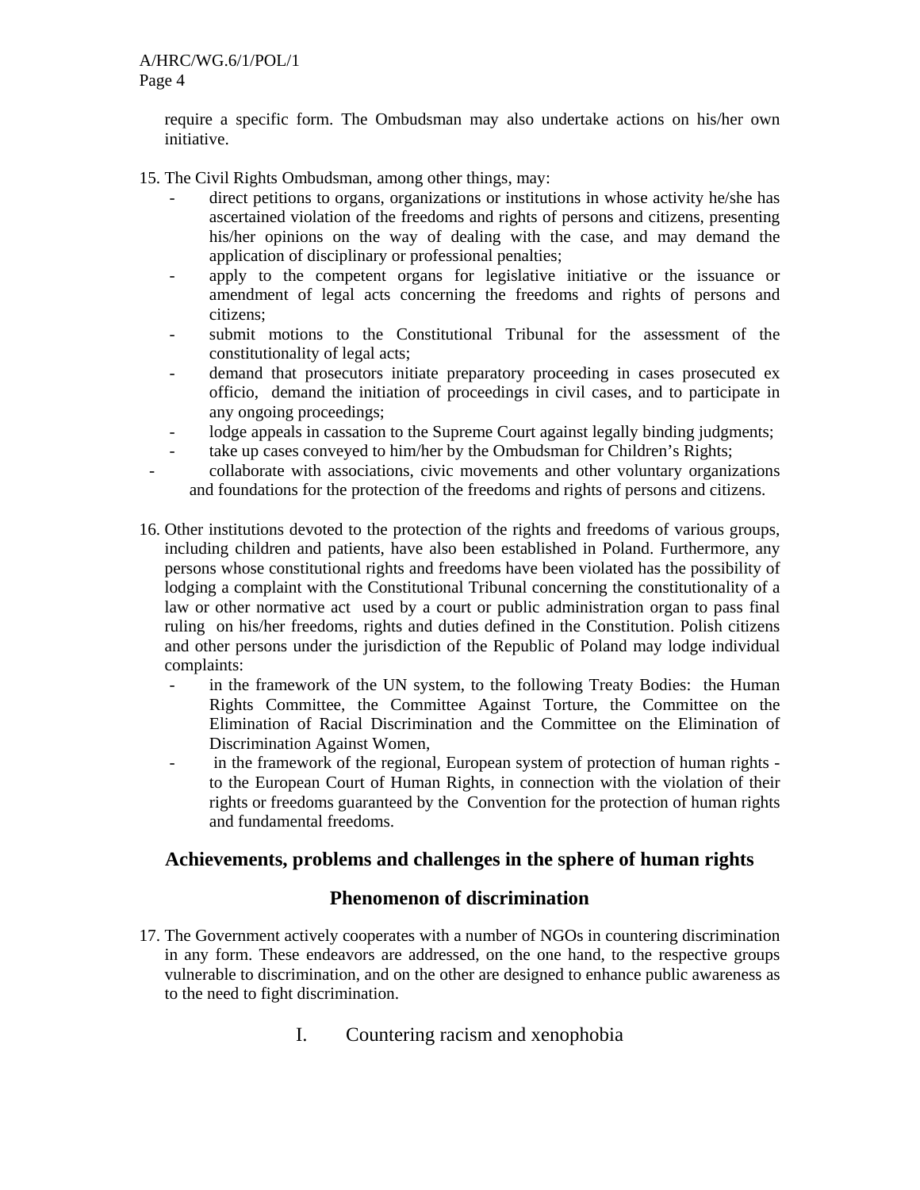require a specific form. The Ombudsman may also undertake actions on his/her own initiative.

15. The Civil Rights Ombudsman, among other things, may:
    - direct petitions to organs, organizations or institutions in whose activity he/she has ascertained violation of the freedoms and rights of persons and citizens, presenting his/her opinions on the way of dealing with the case, and may demand the application of disciplinary or professional penalties;
    - apply to the competent organs for legislative initiative or the issuance or amendment of legal acts concerning the freedoms and rights of persons and citizens;
    - submit motions to the Constitutional Tribunal for the assessment of the constitutionality of legal acts;
    - demand that prosecutors initiate preparatory proceeding in cases prosecuted ex officio, demand the initiation of proceedings in civil cases, and to participate in any ongoing proceedings;
    - lodge appeals in cassation to the Supreme Court against legally binding judgments;
    - take up cases conveyed to him/her by the Ombudsman for Children's Rights;
    - collaborate with associations, civic movements and other voluntary organizations and foundations for the protection of the freedoms and rights of persons and citizens.

16. Other institutions devoted to the protection of the rights and freedoms of various groups, including children and patients, have also been established in Poland. Furthermore, any persons whose constitutional rights and freedoms have been violated has the possibility of lodging a complaint with the Constitutional Tribunal concerning the constitutionality of a law or other normative act used by a court or public administration organ to pass final ruling on his/her freedoms, rights and duties defined in the Constitution. Polish citizens and other persons under the jurisdiction of the Republic of Poland may lodge individual complaints:
    - in the framework of the UN system, to the following Treaty Bodies: the Human Rights Committee, the Committee Against Torture, the Committee on the Elimination of Racial Discrimination and the Committee on the Elimination of Discrimination Against Women,
    - in the framework of the regional, European system of protection of human rights - to the European Court of Human Rights, in connection with the violation of their rights or freedoms guaranteed by the Convention for the protection of human rights and fundamental freedoms.

## Achievements, problems and challenges in the sphere of human rights

### Phenomenon of discrimination

17. The Government actively cooperates with a number of NGOs in countering discrimination in any form. These endeavors are addressed, on the one hand, to the respective groups vulnerable to discrimination, and on the other are designed to enhance public awareness as to the need to fight discrimination.

### I. Countering racism and xenophobia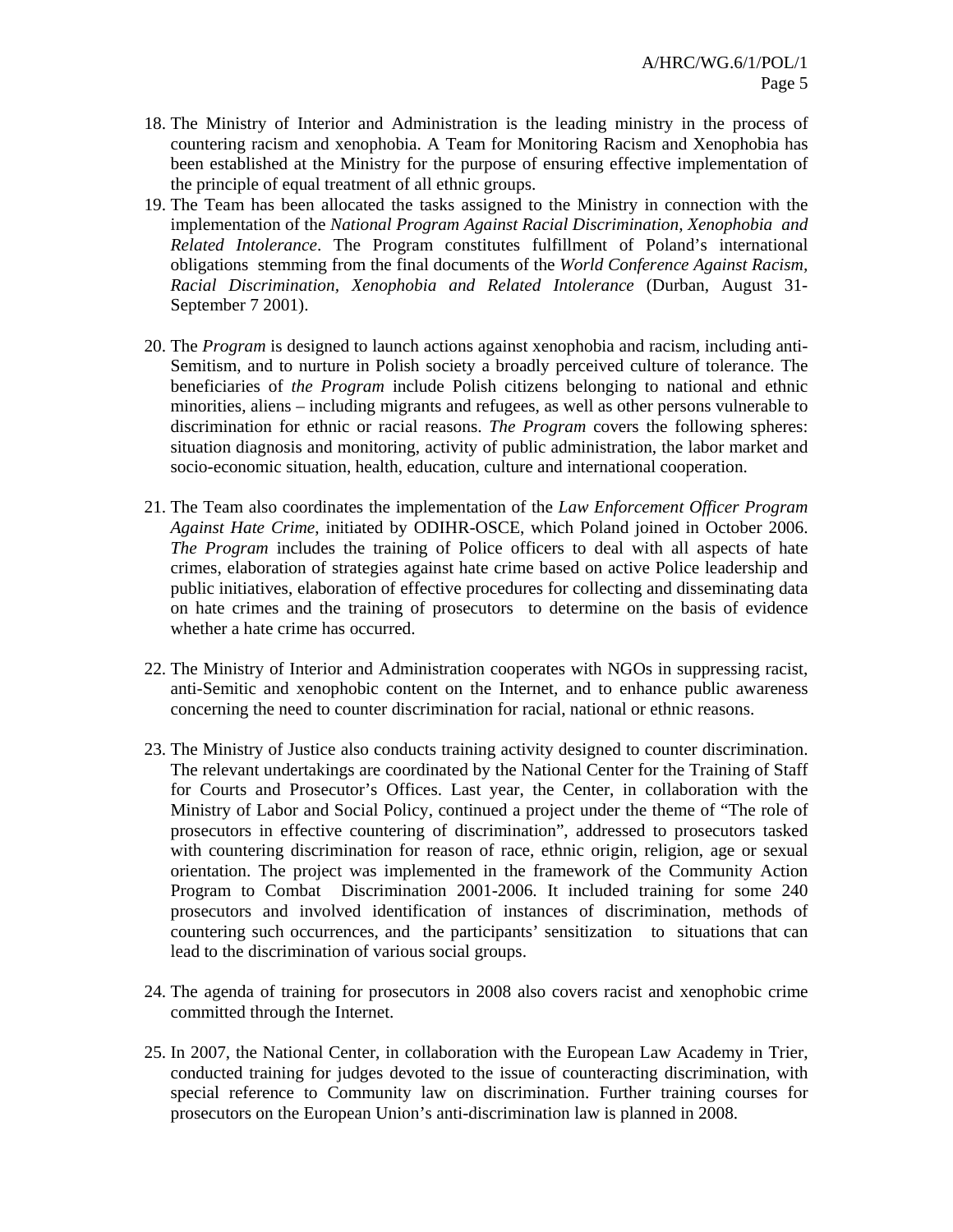18. The Ministry of Interior and Administration is the leading ministry in the process of countering racism and xenophobia. A Team for Monitoring Racism and Xenophobia has been established at the Ministry for the purpose of ensuring effective implementation of the principle of equal treatment of all ethnic groups.
19. The Team has been allocated the tasks assigned to the Ministry in connection with the implementation of the *National Program Against Racial Discrimination, Xenophobia and Related Intolerance*. The Program constitutes fulfillment of Poland's international obligations stemming from the final documents of the *World Conference Against Racism, Racial Discrimination, Xenophobia and Related Intolerance* (Durban, August 31-September 7 2001).

20. The *Program* is designed to launch actions against xenophobia and racism, including anti-Semitism, and to nurture in Polish society a broadly perceived culture of tolerance. The beneficiaries of *the Program* include Polish citizens belonging to national and ethnic minorities, aliens – including migrants and refugees, as well as other persons vulnerable to discrimination for ethnic or racial reasons. *The Program* covers the following spheres: situation diagnosis and monitoring, activity of public administration, the labor market and socio-economic situation, health, education, culture and international cooperation.

21. The Team also coordinates the implementation of the *Law Enforcement Officer Program Against Hate Crime*, initiated by ODIHR-OSCE, which Poland joined in October 2006. *The Program* includes the training of Police officers to deal with all aspects of hate crimes, elaboration of strategies against hate crime based on active Police leadership and public initiatives, elaboration of effective procedures for collecting and disseminating data on hate crimes and the training of prosecutors to determine on the basis of evidence whether a hate crime has occurred.

22. The Ministry of Interior and Administration cooperates with NGOs in suppressing racist, anti-Semitic and xenophobic content on the Internet, and to enhance public awareness concerning the need to counter discrimination for racial, national or ethnic reasons.

23. The Ministry of Justice also conducts training activity designed to counter discrimination. The relevant undertakings are coordinated by the National Center for the Training of Staff for Courts and Prosecutor's Offices. Last year, the Center, in collaboration with the Ministry of Labor and Social Policy, continued a project under the theme of "The role of prosecutors in effective countering of discrimination", addressed to prosecutors tasked with countering discrimination for reason of race, ethnic origin, religion, age or sexual orientation. The project was implemented in the framework of the Community Action Program to Combat Discrimination 2001-2006. It included training for some 240 prosecutors and involved identification of instances of discrimination, methods of countering such occurrences, and the participants' sensitization to situations that can lead to the discrimination of various social groups.

24. The agenda of training for prosecutors in 2008 also covers racist and xenophobic crime committed through the Internet.

25. In 2007, the National Center, in collaboration with the European Law Academy in Trier, conducted training for judges devoted to the issue of counteracting discrimination, with special reference to Community law on discrimination. Further training courses for prosecutors on the European Union's anti-discrimination law is planned in 2008.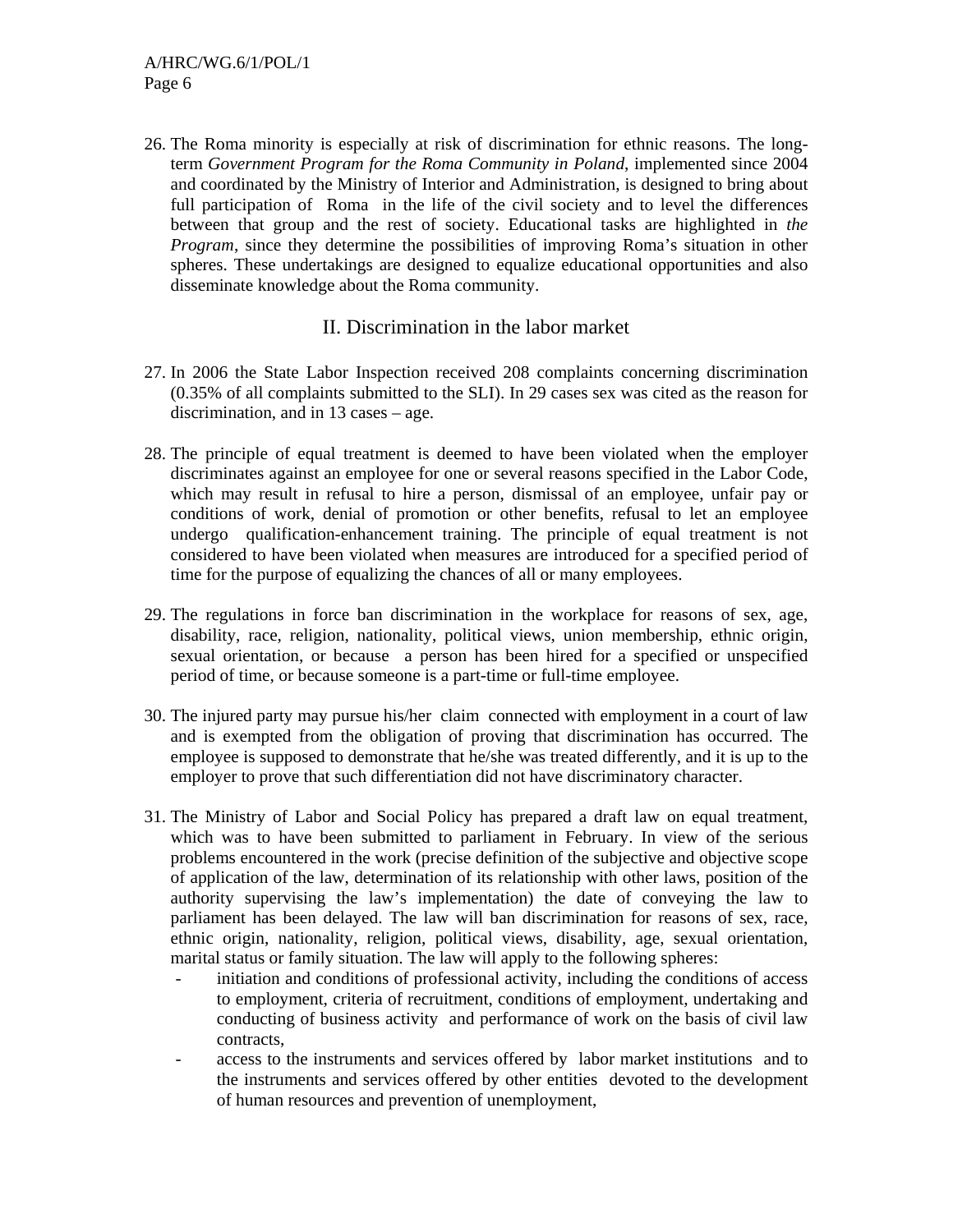26. The Roma minority is especially at risk of discrimination for ethnic reasons. The long-term *Government Program for the Roma Community in Poland*, implemented since 2004 and coordinated by the Ministry of Interior and Administration, is designed to bring about full participation of Roma in the life of the civil society and to level the differences between that group and the rest of society. Educational tasks are highlighted in *the Program*, since they determine the possibilities of improving Roma's situation in other spheres. These undertakings are designed to equalize educational opportunities and also disseminate knowledge about the Roma community.

## II. Discrimination in the labor market

27. In 2006 the State Labor Inspection received 208 complaints concerning discrimination (0.35% of all complaints submitted to the SLI). In 29 cases sex was cited as the reason for discrimination, and in 13 cases – age.

28. The principle of equal treatment is deemed to have been violated when the employer discriminates against an employee for one or several reasons specified in the Labor Code, which may result in refusal to hire a person, dismissal of an employee, unfair pay or conditions of work, denial of promotion or other benefits, refusal to let an employee undergo qualification-enhancement training. The principle of equal treatment is not considered to have been violated when measures are introduced for a specified period of time for the purpose of equalizing the chances of all or many employees.

29. The regulations in force ban discrimination in the workplace for reasons of sex, age, disability, race, religion, nationality, political views, union membership, ethnic origin, sexual orientation, or because a person has been hired for a specified or unspecified period of time, or because someone is a part-time or full-time employee.

30. The injured party may pursue his/her claim connected with employment in a court of law and is exempted from the obligation of proving that discrimination has occurred. The employee is supposed to demonstrate that he/she was treated differently, and it is up to the employer to prove that such differentiation did not have discriminatory character.

31. The Ministry of Labor and Social Policy has prepared a draft law on equal treatment, which was to have been submitted to parliament in February. In view of the serious problems encountered in the work (precise definition of the subjective and objective scope of application of the law, determination of its relationship with other laws, position of the authority supervising the law's implementation) the date of conveying the law to parliament has been delayed. The law will ban discrimination for reasons of sex, race, ethnic origin, nationality, religion, political views, disability, age, sexual orientation, marital status or family situation. The law will apply to the following spheres:
    - initiation and conditions of professional activity, including the conditions of access to employment, criteria of recruitment, conditions of employment, undertaking and conducting of business activity and performance of work on the basis of civil law contracts,
    - access to the instruments and services offered by labor market institutions and to the instruments and services offered by other entities devoted to the development of human resources and prevention of unemployment,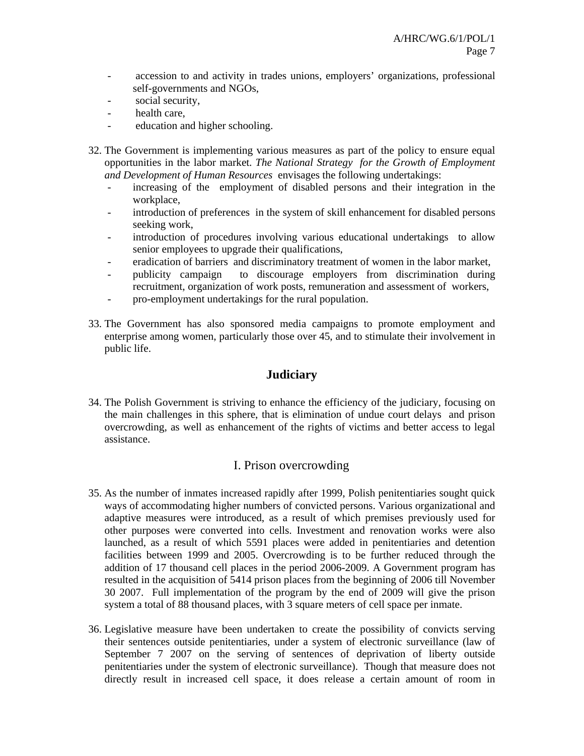- accession to and activity in trades unions, employers' organizations, professional self-governments and NGOs,
- social security,
- health care,
- education and higher schooling.

32. The Government is implementing various measures as part of the policy to ensure equal opportunities in the labor market. *The National Strategy for the Growth of Employment and Development of Human Resources* envisages the following undertakings:
    - increasing of the employment of disabled persons and their integration in the workplace,
    - introduction of preferences in the system of skill enhancement for disabled persons seeking work,
    - introduction of procedures involving various educational undertakings to allow senior employees to upgrade their qualifications,
    - eradication of barriers and discriminatory treatment of women in the labor market,
    - publicity campaign to discourage employers from discrimination during recruitment, organization of work posts, remuneration and assessment of workers,
    - pro-employment undertakings for the rural population.

33. The Government has also sponsored media campaigns to promote employment and enterprise among women, particularly those over 45, and to stimulate their involvement in public life.

## Judiciary

34. The Polish Government is striving to enhance the efficiency of the judiciary, focusing on the main challenges in this sphere, that is elimination of undue court delays and prison overcrowding, as well as enhancement of the rights of victims and better access to legal assistance.

### I. Prison overcrowding

35. As the number of inmates increased rapidly after 1999, Polish penitentiaries sought quick ways of accommodating higher numbers of convicted persons. Various organizational and adaptive measures were introduced, as a result of which premises previously used for other purposes were converted into cells. Investment and renovation works were also launched, as a result of which 5591 places were added in penitentiaries and detention facilities between 1999 and 2005. Overcrowding is to be further reduced through the addition of 17 thousand cell places in the period 2006-2009. A Government program has resulted in the acquisition of 5414 prison places from the beginning of 2006 till November 30 2007. Full implementation of the program by the end of 2009 will give the prison system a total of 88 thousand places, with 3 square meters of cell space per inmate.

36. Legislative measure have been undertaken to create the possibility of convicts serving their sentences outside penitentiaries, under a system of electronic surveillance (law of September 7 2007 on the serving of sentences of deprivation of liberty outside penitentiaries under the system of electronic surveillance). Though that measure does not directly result in increased cell space, it does release a certain amount of room in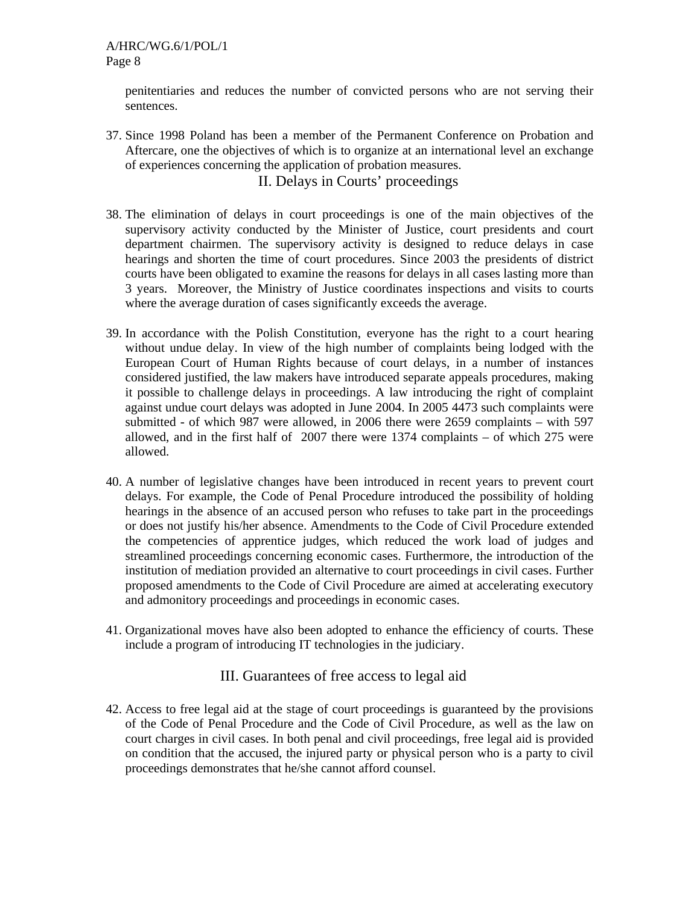penitentiaries and reduces the number of convicted persons who are not serving their sentences.

37. Since 1998 Poland has been a member of the Permanent Conference on Probation and Aftercare, one the objectives of which is to organize at an international level an exchange of experiences concerning the application of probation measures.

## II. Delays in Courts' proceedings

38. The elimination of delays in court proceedings is one of the main objectives of the supervisory activity conducted by the Minister of Justice, court presidents and court department chairmen. The supervisory activity is designed to reduce delays in case hearings and shorten the time of court procedures. Since 2003 the presidents of district courts have been obligated to examine the reasons for delays in all cases lasting more than 3 years. Moreover, the Ministry of Justice coordinates inspections and visits to courts where the average duration of cases significantly exceeds the average.

39. In accordance with the Polish Constitution, everyone has the right to a court hearing without undue delay. In view of the high number of complaints being lodged with the European Court of Human Rights because of court delays, in a number of instances considered justified, the law makers have introduced separate appeals procedures, making it possible to challenge delays in proceedings. A law introducing the right of complaint against undue court delays was adopted in June 2004. In 2005 4473 such complaints were submitted - of which 987 were allowed, in 2006 there were 2659 complaints – with 597 allowed, and in the first half of 2007 there were 1374 complaints – of which 275 were allowed.

40. A number of legislative changes have been introduced in recent years to prevent court delays. For example, the Code of Penal Procedure introduced the possibility of holding hearings in the absence of an accused person who refuses to take part in the proceedings or does not justify his/her absence. Amendments to the Code of Civil Procedure extended the competencies of apprentice judges, which reduced the work load of judges and streamlined proceedings concerning economic cases. Furthermore, the introduction of the institution of mediation provided an alternative to court proceedings in civil cases. Further proposed amendments to the Code of Civil Procedure are aimed at accelerating executory and admonitory proceedings and proceedings in economic cases.

41. Organizational moves have also been adopted to enhance the efficiency of courts. These include a program of introducing IT technologies in the judiciary.

## III. Guarantees of free access to legal aid

42. Access to free legal aid at the stage of court proceedings is guaranteed by the provisions of the Code of Penal Procedure and the Code of Civil Procedure, as well as the law on court charges in civil cases. In both penal and civil proceedings, free legal aid is provided on condition that the accused, the injured party or physical person who is a party to civil proceedings demonstrates that he/she cannot afford counsel.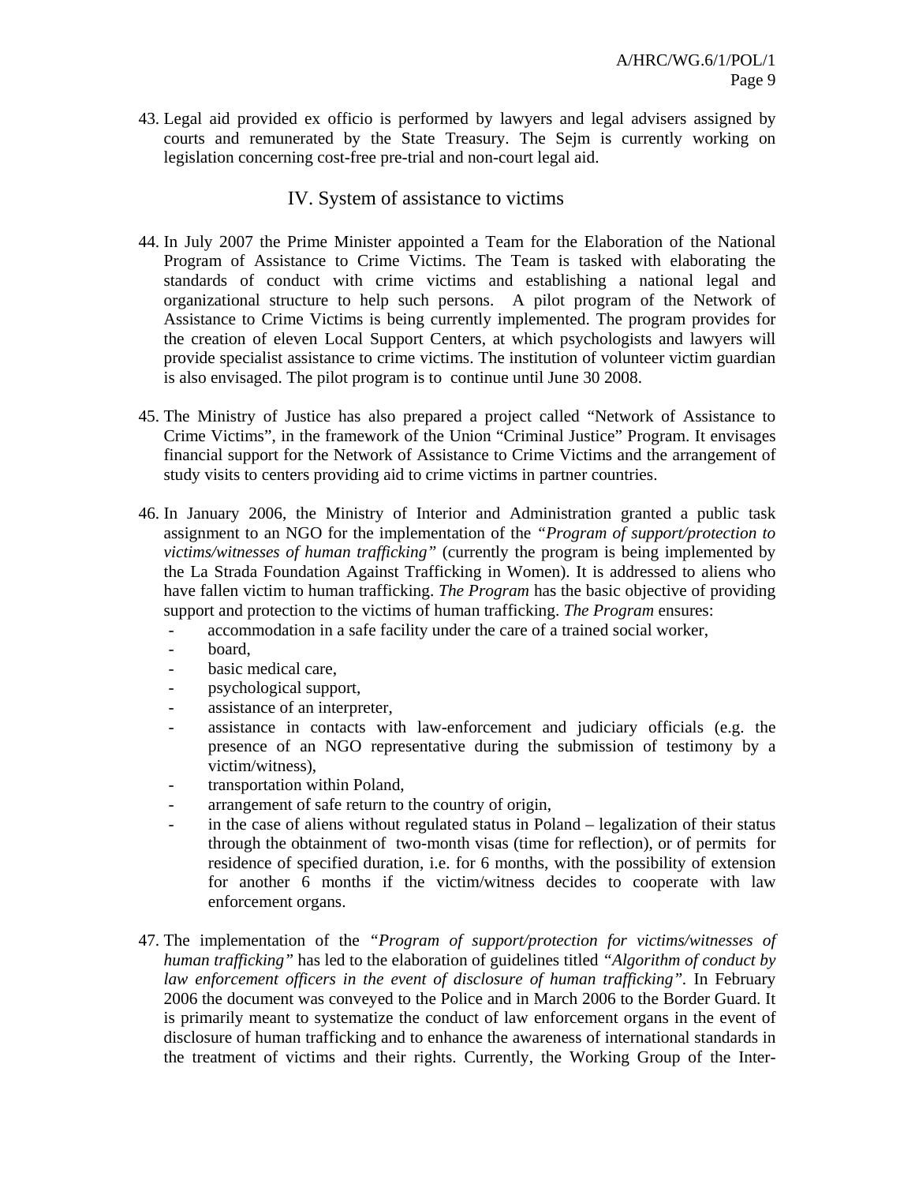43. Legal aid provided ex officio is performed by lawyers and legal advisers assigned by courts and remunerated by the State Treasury. The Sejm is currently working on legislation concerning cost-free pre-trial and non-court legal aid.

## IV. System of assistance to victims

44. In July 2007 the Prime Minister appointed a Team for the Elaboration of the National Program of Assistance to Crime Victims. The Team is tasked with elaborating the standards of conduct with crime victims and establishing a national legal and organizational structure to help such persons. A pilot program of the Network of Assistance to Crime Victims is being currently implemented. The program provides for the creation of eleven Local Support Centers, at which psychologists and lawyers will provide specialist assistance to crime victims. The institution of volunteer victim guardian is also envisaged. The pilot program is to continue until June 30 2008.

45. The Ministry of Justice has also prepared a project called "Network of Assistance to Crime Victims", in the framework of the Union "Criminal Justice" Program. It envisages financial support for the Network of Assistance to Crime Victims and the arrangement of study visits to centers providing aid to crime victims in partner countries.

46. In January 2006, the Ministry of Interior and Administration granted a public task assignment to an NGO for the implementation of the *"Program of support/protection to victims/witnesses of human trafficking"* (currently the program is being implemented by the La Strada Foundation Against Trafficking in Women). It is addressed to aliens who have fallen victim to human trafficking. *The Program* has the basic objective of providing support and protection to the victims of human trafficking. *The Program* ensures:
    - accommodation in a safe facility under the care of a trained social worker,
    - board,
    - basic medical care,
    - psychological support,
    - assistance of an interpreter,
    - assistance in contacts with law-enforcement and judiciary officials (e.g. the presence of an NGO representative during the submission of testimony by a victim/witness),
    - transportation within Poland,
    - arrangement of safe return to the country of origin,
    - in the case of aliens without regulated status in Poland – legalization of their status through the obtainment of two-month visas (time for reflection), or of permits for residence of specified duration, i.e. for 6 months, with the possibility of extension for another 6 months if the victim/witness decides to cooperate with law enforcement organs.

47. The implementation of the *"Program of support/protection for victims/witnesses of human trafficking"* has led to the elaboration of guidelines titled *"Algorithm of conduct by law enforcement officers in the event of disclosure of human trafficking"*. In February 2006 the document was conveyed to the Police and in March 2006 to the Border Guard. It is primarily meant to systematize the conduct of law enforcement organs in the event of disclosure of human trafficking and to enhance the awareness of international standards in the treatment of victims and their rights. Currently, the Working Group of the Inter-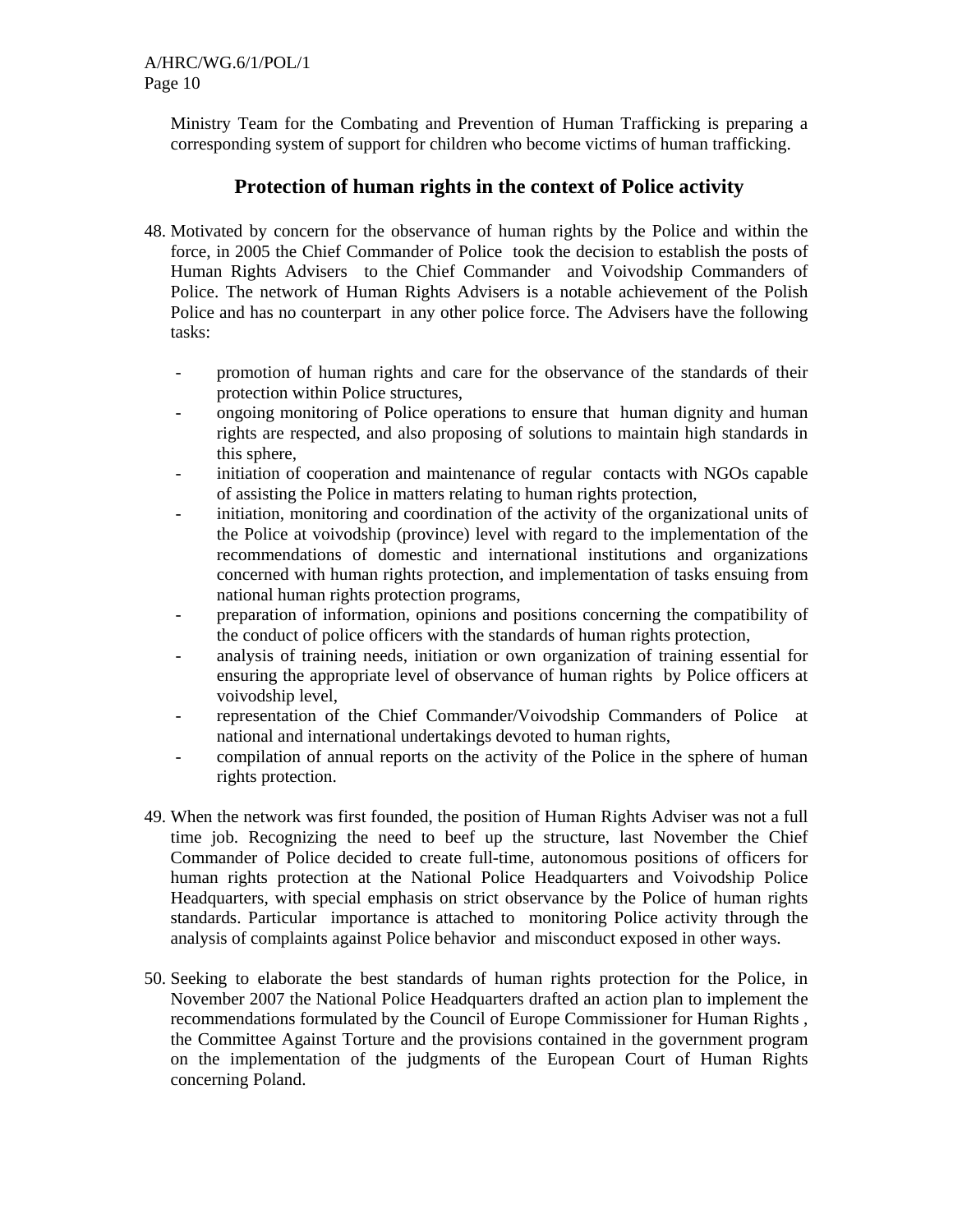Ministry Team for the Combating and Prevention of Human Trafficking is preparing a corresponding system of support for children who become victims of human trafficking.

## Protection of human rights in the context of Police activity

48. Motivated by concern for the observance of human rights by the Police and within the force, in 2005 the Chief Commander of Police took the decision to establish the posts of Human Rights Advisers to the Chief Commander and Voivodship Commanders of Police. The network of Human Rights Advisers is a notable achievement of the Polish Police and has no counterpart in any other police force. The Advisers have the following tasks:

    - promotion of human rights and care for the observance of the standards of their protection within Police structures,
    - ongoing monitoring of Police operations to ensure that human dignity and human rights are respected, and also proposing of solutions to maintain high standards in this sphere,
    - initiation of cooperation and maintenance of regular contacts with NGOs capable of assisting the Police in matters relating to human rights protection,
    - initiation, monitoring and coordination of the activity of the organizational units of the Police at voivodship (province) level with regard to the implementation of the recommendations of domestic and international institutions and organizations concerned with human rights protection, and implementation of tasks ensuing from national human rights protection programs,
    - preparation of information, opinions and positions concerning the compatibility of the conduct of police officers with the standards of human rights protection,
    - analysis of training needs, initiation or own organization of training essential for ensuring the appropriate level of observance of human rights by Police officers at voivodship level,
    - representation of the Chief Commander/Voivodship Commanders of Police at national and international undertakings devoted to human rights,
    - compilation of annual reports on the activity of the Police in the sphere of human rights protection.

49. When the network was first founded, the position of Human Rights Adviser was not a full time job. Recognizing the need to beef up the structure, last November the Chief Commander of Police decided to create full-time, autonomous positions of officers for human rights protection at the National Police Headquarters and Voivodship Police Headquarters, with special emphasis on strict observance by the Police of human rights standards. Particular importance is attached to monitoring Police activity through the analysis of complaints against Police behavior and misconduct exposed in other ways.

50. Seeking to elaborate the best standards of human rights protection for the Police, in November 2007 the National Police Headquarters drafted an action plan to implement the recommendations formulated by the Council of Europe Commissioner for Human Rights , the Committee Against Torture and the provisions contained in the government program on the implementation of the judgments of the European Court of Human Rights concerning Poland.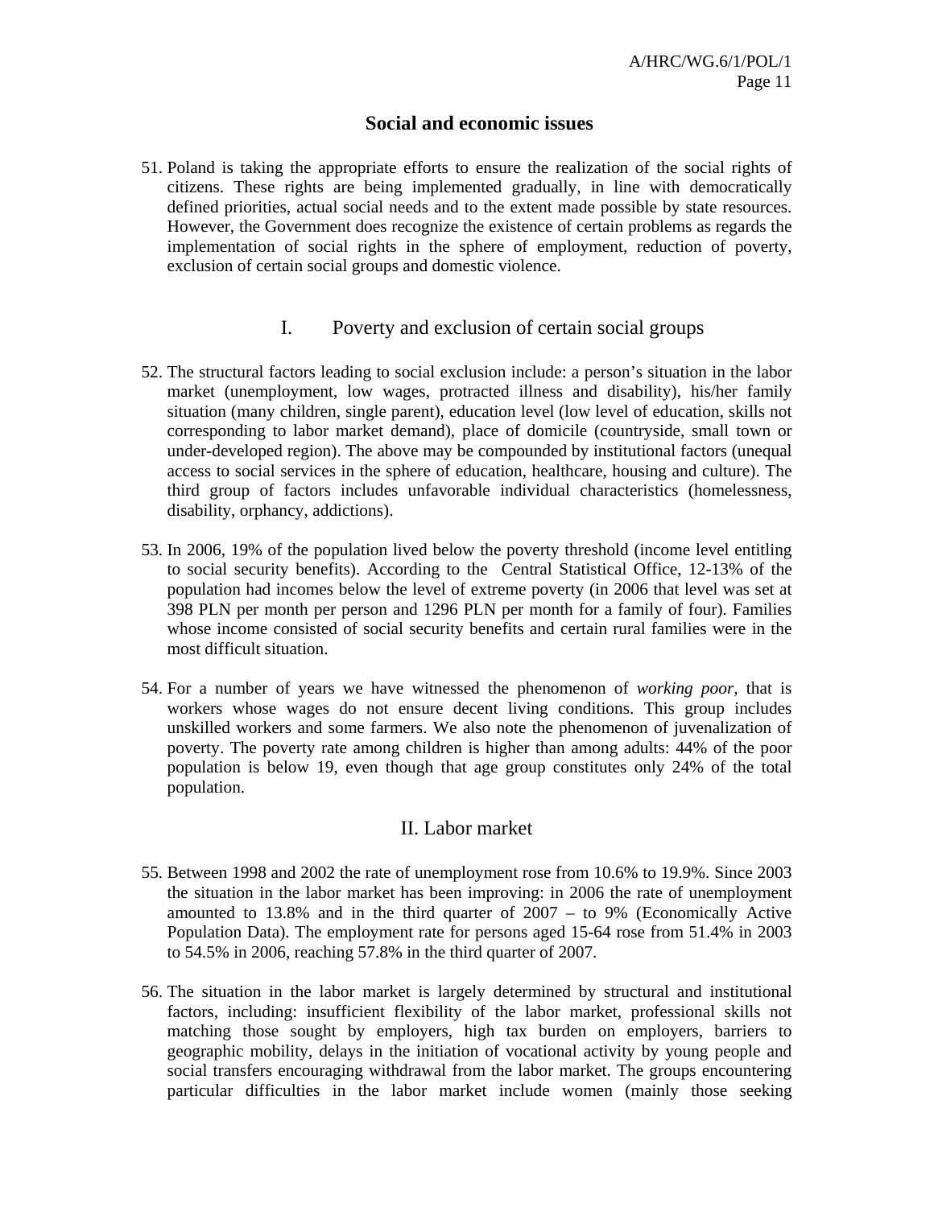## Social and economic issues

51. Poland is taking the appropriate efforts to ensure the realization of the social rights of citizens. These rights are being implemented gradually, in line with democratically defined priorities, actual social needs and to the extent made possible by state resources. However, the Government does recognize the existence of certain problems as regards the implementation of social rights in the sphere of employment, reduction of poverty, exclusion of certain social groups and domestic violence.

### I. Poverty and exclusion of certain social groups

52. The structural factors leading to social exclusion include: a person's situation in the labor market (unemployment, low wages, protracted illness and disability), his/her family situation (many children, single parent), education level (low level of education, skills not corresponding to labor market demand), place of domicile (countryside, small town or under-developed region). The above may be compounded by institutional factors (unequal access to social services in the sphere of education, healthcare, housing and culture). The third group of factors includes unfavorable individual characteristics (homelessness, disability, orphancy, addictions).

53. In 2006, 19% of the population lived below the poverty threshold (income level entitling to social security benefits). According to the Central Statistical Office, 12-13% of the population had incomes below the level of extreme poverty (in 2006 that level was set at 398 PLN per month per person and 1296 PLN per month for a family of four). Families whose income consisted of social security benefits and certain rural families were in the most difficult situation.

54. For a number of years we have witnessed the phenomenon of *working poor*, that is workers whose wages do not ensure decent living conditions. This group includes unskilled workers and some farmers. We also note the phenomenon of juvenalization of poverty. The poverty rate among children is higher than among adults: 44% of the poor population is below 19, even though that age group constitutes only 24% of the total population.

### II. Labor market

55. Between 1998 and 2002 the rate of unemployment rose from 10.6% to 19.9%. Since 2003 the situation in the labor market has been improving: in 2006 the rate of unemployment amounted to 13.8% and in the third quarter of 2007 – to 9% (Economically Active Population Data). The employment rate for persons aged 15-64 rose from 51.4% in 2003 to 54.5% in 2006, reaching 57.8% in the third quarter of 2007.

56. The situation in the labor market is largely determined by structural and institutional factors, including: insufficient flexibility of the labor market, professional skills not matching those sought by employers, high tax burden on employers, barriers to geographic mobility, delays in the initiation of vocational activity by young people and social transfers encouraging withdrawal from the labor market. The groups encountering particular difficulties in the labor market include women (mainly those seeking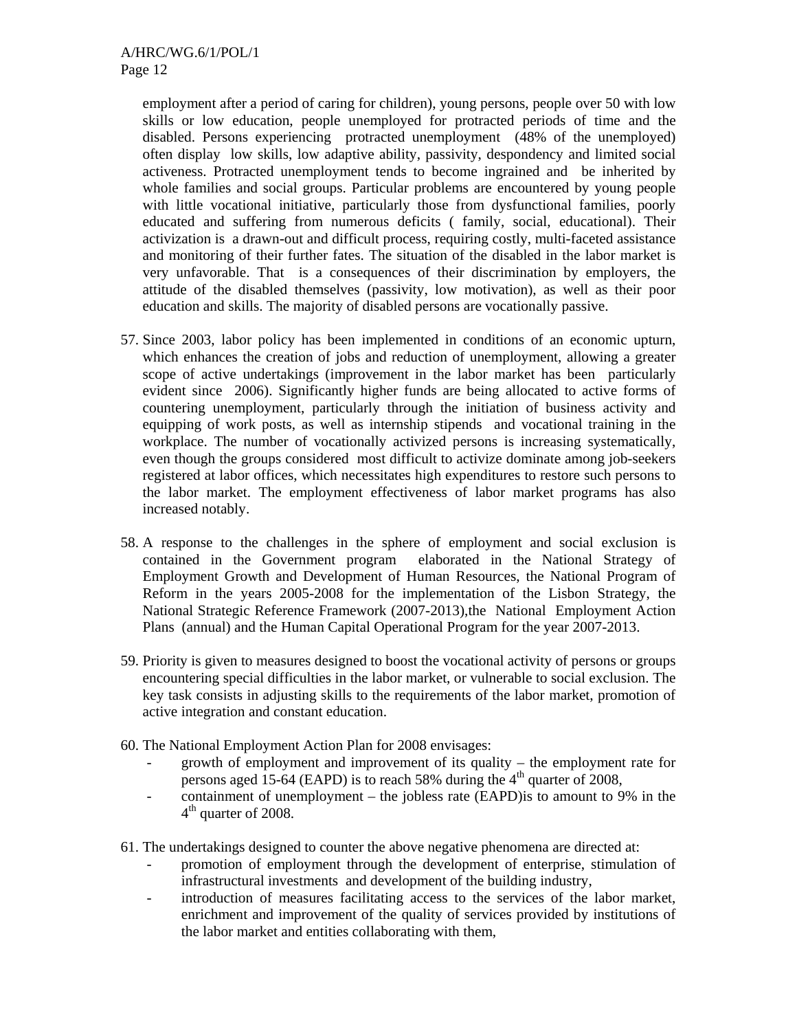employment after a period of caring for children), young persons, people over 50 with low skills or low education, people unemployed for protracted periods of time and the disabled. Persons experiencing protracted unemployment (48% of the unemployed) often display low skills, low adaptive ability, passivity, despondency and limited social activeness. Protracted unemployment tends to become ingrained and be inherited by whole families and social groups. Particular problems are encountered by young people with little vocational initiative, particularly those from dysfunctional families, poorly educated and suffering from numerous deficits ( family, social, educational). Their activization is a drawn-out and difficult process, requiring costly, multi-faceted assistance and monitoring of their further fates. The situation of the disabled in the labor market is very unfavorable. That is a consequences of their discrimination by employers, the attitude of the disabled themselves (passivity, low motivation), as well as their poor education and skills. The majority of disabled persons are vocationally passive.

57. Since 2003, labor policy has been implemented in conditions of an economic upturn, which enhances the creation of jobs and reduction of unemployment, allowing a greater scope of active undertakings (improvement in the labor market has been particularly evident since 2006). Significantly higher funds are being allocated to active forms of countering unemployment, particularly through the initiation of business activity and equipping of work posts, as well as internship stipends and vocational training in the workplace. The number of vocationally activized persons is increasing systematically, even though the groups considered most difficult to activize dominate among job-seekers registered at labor offices, which necessitates high expenditures to restore such persons to the labor market. The employment effectiveness of labor market programs has also increased notably.

58. A response to the challenges in the sphere of employment and social exclusion is contained in the Government program elaborated in the National Strategy of Employment Growth and Development of Human Resources, the National Program of Reform in the years 2005-2008 for the implementation of the Lisbon Strategy, the National Strategic Reference Framework (2007-2013),the National Employment Action Plans (annual) and the Human Capital Operational Program for the year 2007-2013.

59. Priority is given to measures designed to boost the vocational activity of persons or groups encountering special difficulties in the labor market, or vulnerable to social exclusion. The key task consists in adjusting skills to the requirements of the labor market, promotion of active integration and constant education.

60. The National Employment Action Plan for 2008 envisages:
    - growth of employment and improvement of its quality – the employment rate for persons aged 15-64 (EAPD) is to reach 58% during the 4th quarter of 2008,
    - containment of unemployment – the jobless rate (EAPD)is to amount to 9% in the 4th quarter of 2008.

61. The undertakings designed to counter the above negative phenomena are directed at:
    - promotion of employment through the development of enterprise, stimulation of infrastructural investments and development of the building industry,
    - introduction of measures facilitating access to the services of the labor market, enrichment and improvement of the quality of services provided by institutions of the labor market and entities collaborating with them,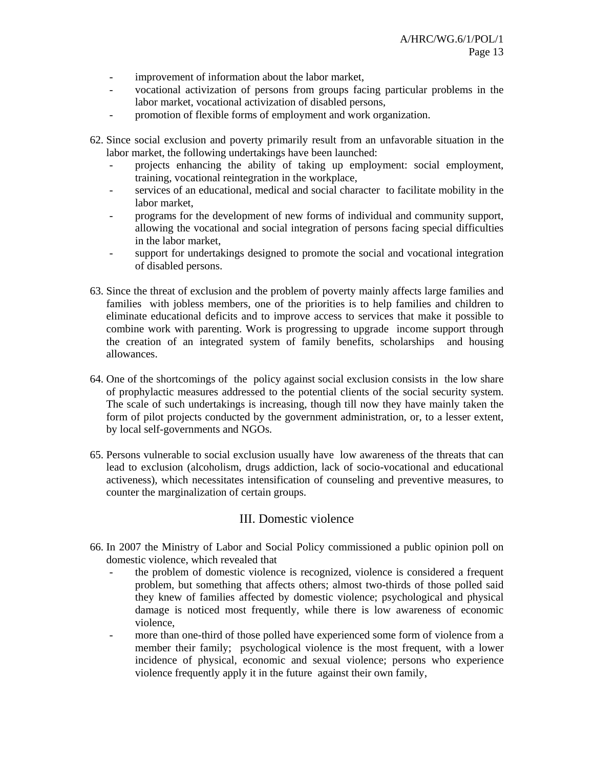- improvement of information about the labor market,
- vocational activization of persons from groups facing particular problems in the labor market, vocational activization of disabled persons,
- promotion of flexible forms of employment and work organization.

62. Since social exclusion and poverty primarily result from an unfavorable situation in the labor market, the following undertakings have been launched:
    - projects enhancing the ability of taking up employment: social employment, training, vocational reintegration in the workplace,
    - services of an educational, medical and social character to facilitate mobility in the labor market,
    - programs for the development of new forms of individual and community support, allowing the vocational and social integration of persons facing special difficulties in the labor market,
    - support for undertakings designed to promote the social and vocational integration of disabled persons.

63. Since the threat of exclusion and the problem of poverty mainly affects large families and families with jobless members, one of the priorities is to help families and children to eliminate educational deficits and to improve access to services that make it possible to combine work with parenting. Work is progressing to upgrade income support through the creation of an integrated system of family benefits, scholarships and housing allowances.

64. One of the shortcomings of the policy against social exclusion consists in the low share of prophylactic measures addressed to the potential clients of the social security system. The scale of such undertakings is increasing, though till now they have mainly taken the form of pilot projects conducted by the government administration, or, to a lesser extent, by local self-governments and NGOs.

65. Persons vulnerable to social exclusion usually have low awareness of the threats that can lead to exclusion (alcoholism, drugs addiction, lack of socio-vocational and educational activeness), which necessitates intensification of counseling and preventive measures, to counter the marginalization of certain groups.

## III. Domestic violence

66. In 2007 the Ministry of Labor and Social Policy commissioned a public opinion poll on domestic violence, which revealed that
    - the problem of domestic violence is recognized, violence is considered a frequent problem, but something that affects others; almost two-thirds of those polled said they knew of families affected by domestic violence; psychological and physical damage is noticed most frequently, while there is low awareness of economic violence,
    - more than one-third of those polled have experienced some form of violence from a member their family; psychological violence is the most frequent, with a lower incidence of physical, economic and sexual violence; persons who experience violence frequently apply it in the future against their own family,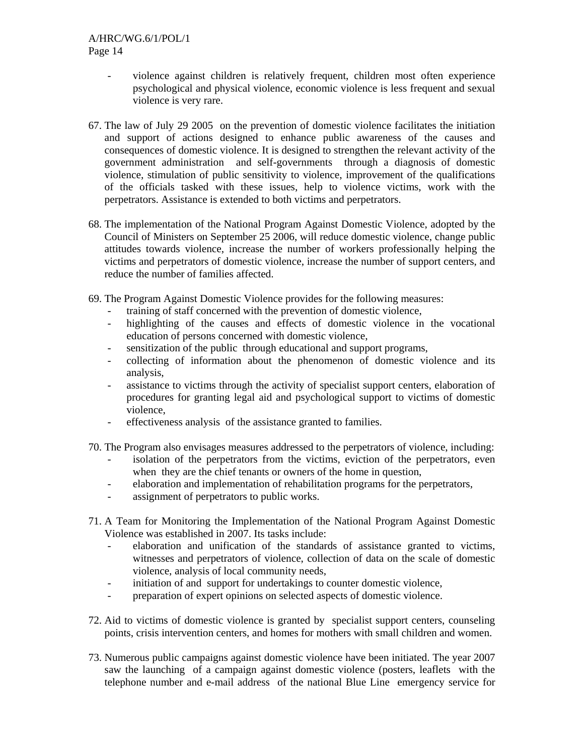- violence against children is relatively frequent, children most often experience psychological and physical violence, economic violence is less frequent and sexual violence is very rare.

67. The law of July 29 2005 on the prevention of domestic violence facilitates the initiation and support of actions designed to enhance public awareness of the causes and consequences of domestic violence. It is designed to strengthen the relevant activity of the government administration and self-governments through a diagnosis of domestic violence, stimulation of public sensitivity to violence, improvement of the qualifications of the officials tasked with these issues, help to violence victims, work with the perpetrators. Assistance is extended to both victims and perpetrators.

68. The implementation of the National Program Against Domestic Violence, adopted by the Council of Ministers on September 25 2006, will reduce domestic violence, change public attitudes towards violence, increase the number of workers professionally helping the victims and perpetrators of domestic violence, increase the number of support centers, and reduce the number of families affected.

69. The Program Against Domestic Violence provides for the following measures:
    - training of staff concerned with the prevention of domestic violence,
    - highlighting of the causes and effects of domestic violence in the vocational education of persons concerned with domestic violence,
    - sensitization of the public through educational and support programs,
    - collecting of information about the phenomenon of domestic violence and its analysis,
    - assistance to victims through the activity of specialist support centers, elaboration of procedures for granting legal aid and psychological support to victims of domestic violence,
    - effectiveness analysis of the assistance granted to families.

70. The Program also envisages measures addressed to the perpetrators of violence, including:
    - isolation of the perpetrators from the victims, eviction of the perpetrators, even when they are the chief tenants or owners of the home in question,
    - elaboration and implementation of rehabilitation programs for the perpetrators,
    - assignment of perpetrators to public works.

71. A Team for Monitoring the Implementation of the National Program Against Domestic Violence was established in 2007. Its tasks include:
    - elaboration and unification of the standards of assistance granted to victims, witnesses and perpetrators of violence, collection of data on the scale of domestic violence, analysis of local community needs,
    - initiation of and support for undertakings to counter domestic violence,
    - preparation of expert opinions on selected aspects of domestic violence.

72. Aid to victims of domestic violence is granted by specialist support centers, counseling points, crisis intervention centers, and homes for mothers with small children and women.

73. Numerous public campaigns against domestic violence have been initiated. The year 2007 saw the launching of a campaign against domestic violence (posters, leaflets with the telephone number and e-mail address of the national Blue Line emergency service for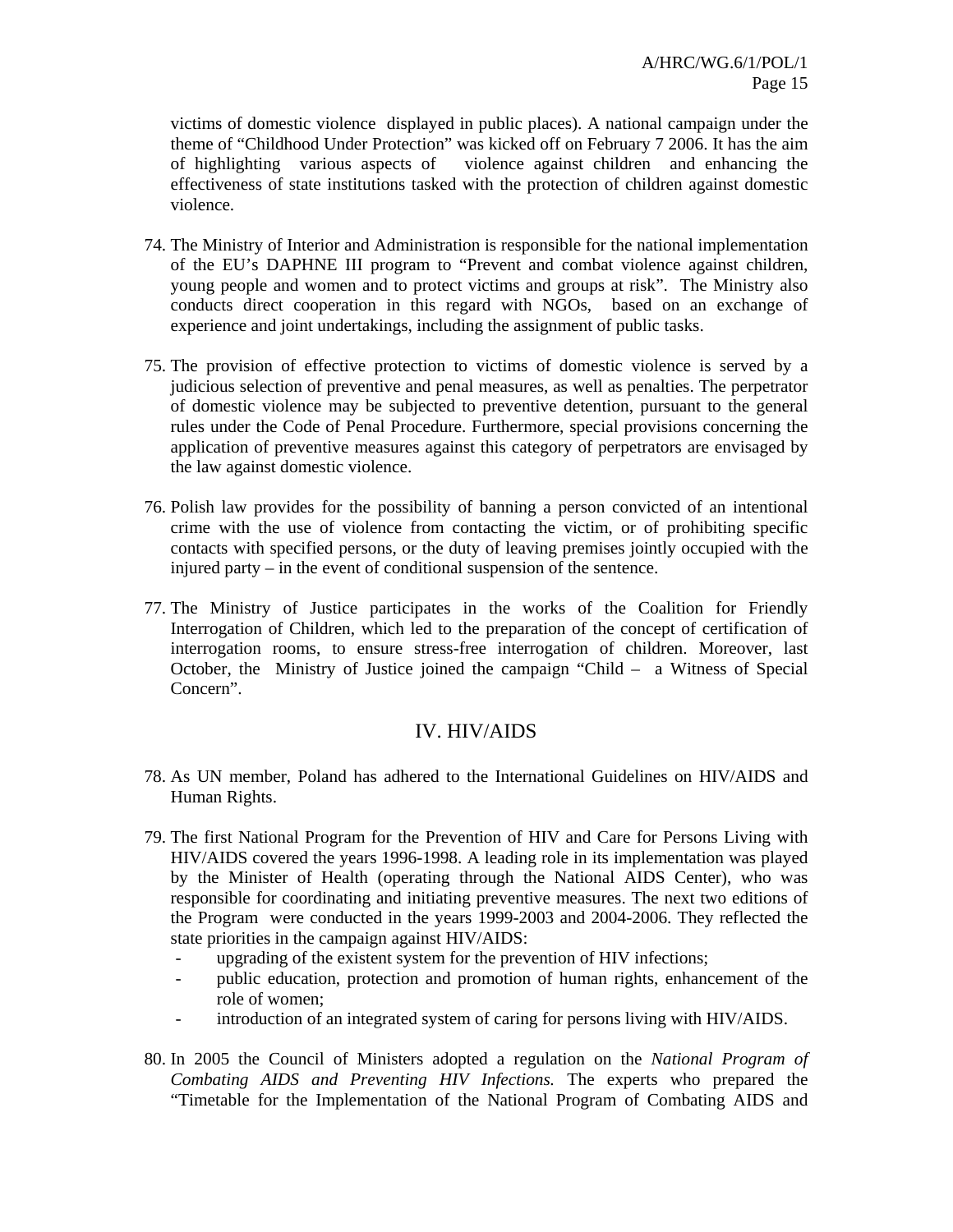victims of domestic violence displayed in public places). A national campaign under the theme of "Childhood Under Protection" was kicked off on February 7 2006. It has the aim of highlighting various aspects of violence against children and enhancing the effectiveness of state institutions tasked with the protection of children against domestic violence.

74. The Ministry of Interior and Administration is responsible for the national implementation of the EU's DAPHNE III program to "Prevent and combat violence against children, young people and women and to protect victims and groups at risk". The Ministry also conducts direct cooperation in this regard with NGOs, based on an exchange of experience and joint undertakings, including the assignment of public tasks.

75. The provision of effective protection to victims of domestic violence is served by a judicious selection of preventive and penal measures, as well as penalties. The perpetrator of domestic violence may be subjected to preventive detention, pursuant to the general rules under the Code of Penal Procedure. Furthermore, special provisions concerning the application of preventive measures against this category of perpetrators are envisaged by the law against domestic violence.

76. Polish law provides for the possibility of banning a person convicted of an intentional crime with the use of violence from contacting the victim, or of prohibiting specific contacts with specified persons, or the duty of leaving premises jointly occupied with the injured party – in the event of conditional suspension of the sentence.

77. The Ministry of Justice participates in the works of the Coalition for Friendly Interrogation of Children, which led to the preparation of the concept of certification of interrogation rooms, to ensure stress-free interrogation of children. Moreover, last October, the Ministry of Justice joined the campaign "Child – a Witness of Special Concern".

## IV. HIV/AIDS

78. As UN member, Poland has adhered to the International Guidelines on HIV/AIDS and Human Rights.

79. The first National Program for the Prevention of HIV and Care for Persons Living with HIV/AIDS covered the years 1996-1998. A leading role in its implementation was played by the Minister of Health (operating through the National AIDS Center), who was responsible for coordinating and initiating preventive measures. The next two editions of the Program were conducted in the years 1999-2003 and 2004-2006. They reflected the state priorities in the campaign against HIV/AIDS:
    - upgrading of the existent system for the prevention of HIV infections;
    - public education, protection and promotion of human rights, enhancement of the role of women;
    - introduction of an integrated system of caring for persons living with HIV/AIDS.

80. In 2005 the Council of Ministers adopted a regulation on the *National Program of Combating AIDS and Preventing HIV Infections.* The experts who prepared the "Timetable for the Implementation of the National Program of Combating AIDS and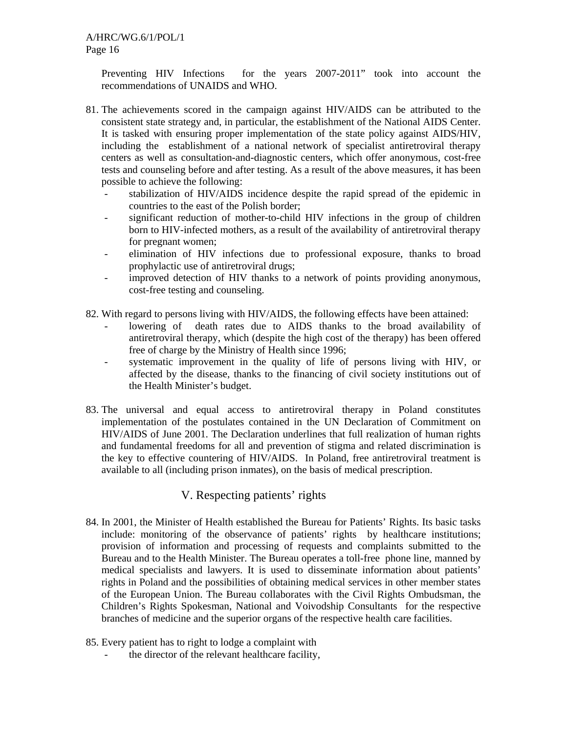Preventing HIV Infections for the years 2007-2011" took into account the recommendations of UNAIDS and WHO.

81. The achievements scored in the campaign against HIV/AIDS can be attributed to the consistent state strategy and, in particular, the establishment of the National AIDS Center. It is tasked with ensuring proper implementation of the state policy against AIDS/HIV, including the establishment of a national network of specialist antiretroviral therapy centers as well as consultation-and-diagnostic centers, which offer anonymous, cost-free tests and counseling before and after testing. As a result of the above measures, it has been possible to achieve the following:
   - stabilization of HIV/AIDS incidence despite the rapid spread of the epidemic in countries to the east of the Polish border;
   - significant reduction of mother-to-child HIV infections in the group of children born to HIV-infected mothers, as a result of the availability of antiretroviral therapy for pregnant women;
   - elimination of HIV infections due to professional exposure, thanks to broad prophylactic use of antiretroviral drugs;
   - improved detection of HIV thanks to a network of points providing anonymous, cost-free testing and counseling.

82. With regard to persons living with HIV/AIDS, the following effects have been attained:
   - lowering of death rates due to AIDS thanks to the broad availability of antiretroviral therapy, which (despite the high cost of the therapy) has been offered free of charge by the Ministry of Health since 1996;
   - systematic improvement in the quality of life of persons living with HIV, or affected by the disease, thanks to the financing of civil society institutions out of the Health Minister's budget.

83. The universal and equal access to antiretroviral therapy in Poland constitutes implementation of the postulates contained in the UN Declaration of Commitment on HIV/AIDS of June 2001. The Declaration underlines that full realization of human rights and fundamental freedoms for all and prevention of stigma and related discrimination is the key to effective countering of HIV/AIDS. In Poland, free antiretroviral treatment is available to all (including prison inmates), on the basis of medical prescription.

## V. Respecting patients' rights

84. In 2001, the Minister of Health established the Bureau for Patients' Rights. Its basic tasks include: monitoring of the observance of patients' rights by healthcare institutions; provision of information and processing of requests and complaints submitted to the Bureau and to the Health Minister. The Bureau operates a toll-free phone line, manned by medical specialists and lawyers. It is used to disseminate information about patients' rights in Poland and the possibilities of obtaining medical services in other member states of the European Union. The Bureau collaborates with the Civil Rights Ombudsman, the Children's Rights Spokesman, National and Voivodship Consultants for the respective branches of medicine and the superior organs of the respective health care facilities.

85. Every patient has to right to lodge a complaint with
   - the director of the relevant healthcare facility,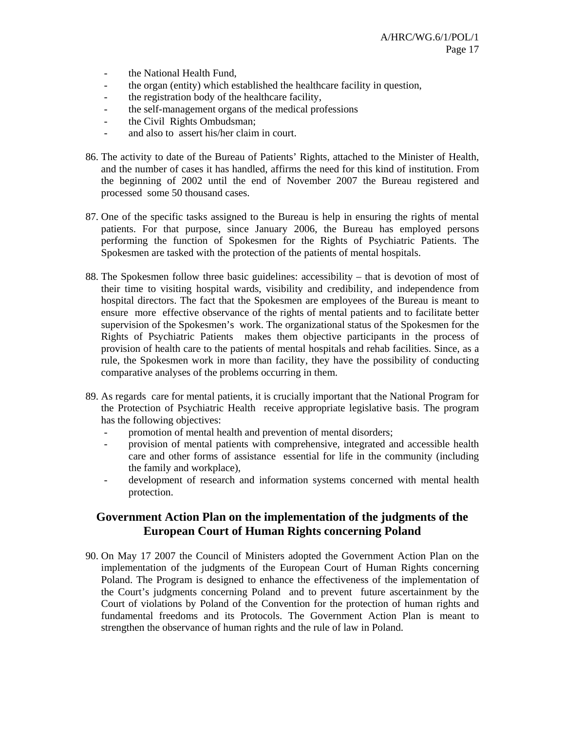- the National Health Fund,
- the organ (entity) which established the healthcare facility in question,
- the registration body of the healthcare facility,
- the self-management organs of the medical professions
- the Civil Rights Ombudsman;
- and also to assert his/her claim in court.

86. The activity to date of the Bureau of Patients' Rights, attached to the Minister of Health, and the number of cases it has handled, affirms the need for this kind of institution. From the beginning of 2002 until the end of November 2007 the Bureau registered and processed some 50 thousand cases.

87. One of the specific tasks assigned to the Bureau is help in ensuring the rights of mental patients. For that purpose, since January 2006, the Bureau has employed persons performing the function of Spokesmen for the Rights of Psychiatric Patients. The Spokesmen are tasked with the protection of the patients of mental hospitals.

88. The Spokesmen follow three basic guidelines: accessibility – that is devotion of most of their time to visiting hospital wards, visibility and credibility, and independence from hospital directors. The fact that the Spokesmen are employees of the Bureau is meant to ensure more effective observance of the rights of mental patients and to facilitate better supervision of the Spokesmen's work. The organizational status of the Spokesmen for the Rights of Psychiatric Patients makes them objective participants in the process of provision of health care to the patients of mental hospitals and rehab facilities. Since, as a rule, the Spokesmen work in more than facility, they have the possibility of conducting comparative analyses of the problems occurring in them.

89. As regards care for mental patients, it is crucially important that the National Program for the Protection of Psychiatric Health receive appropriate legislative basis. The program has the following objectives:
   - promotion of mental health and prevention of mental disorders;
   - provision of mental patients with comprehensive, integrated and accessible health care and other forms of assistance essential for life in the community (including the family and workplace),
   - development of research and information systems concerned with mental health protection.

## Government Action Plan on the implementation of the judgments of the European Court of Human Rights concerning Poland

90. On May 17 2007 the Council of Ministers adopted the Government Action Plan on the implementation of the judgments of the European Court of Human Rights concerning Poland. The Program is designed to enhance the effectiveness of the implementation of the Court's judgments concerning Poland and to prevent future ascertainment by the Court of violations by Poland of the Convention for the protection of human rights and fundamental freedoms and its Protocols. The Government Action Plan is meant to strengthen the observance of human rights and the rule of law in Poland.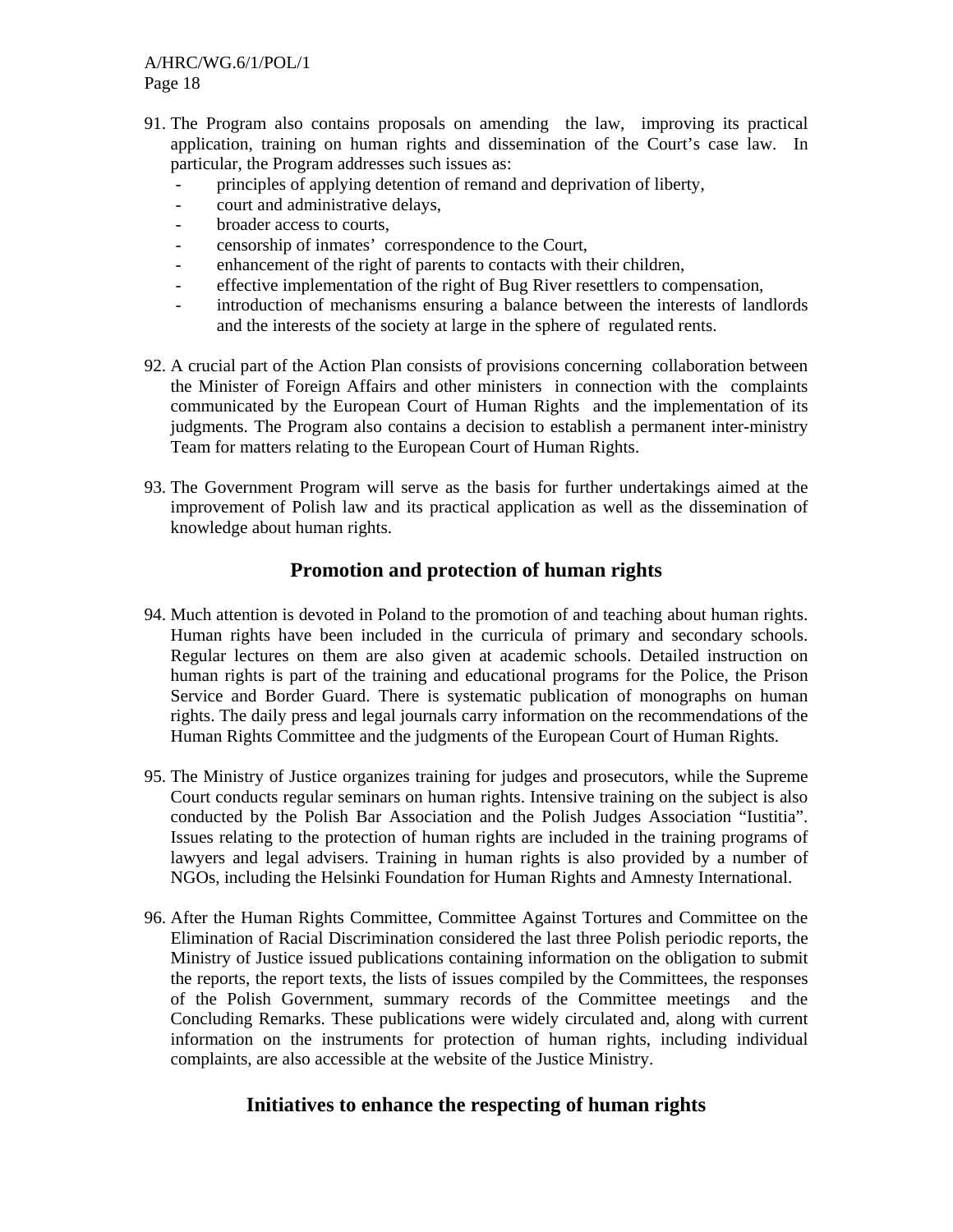91. The Program also contains proposals on amending the law, improving its practical application, training on human rights and dissemination of the Court's case law. In particular, the Program addresses such issues as:
    - principles of applying detention of remand and deprivation of liberty,
    - court and administrative delays,
    - broader access to courts,
    - censorship of inmates' correspondence to the Court,
    - enhancement of the right of parents to contacts with their children,
    - effective implementation of the right of Bug River resettlers to compensation,
    - introduction of mechanisms ensuring a balance between the interests of landlords and the interests of the society at large in the sphere of regulated rents.

92. A crucial part of the Action Plan consists of provisions concerning collaboration between the Minister of Foreign Affairs and other ministers in connection with the complaints communicated by the European Court of Human Rights and the implementation of its judgments. The Program also contains a decision to establish a permanent inter-ministry Team for matters relating to the European Court of Human Rights.

93. The Government Program will serve as the basis for further undertakings aimed at the improvement of Polish law and its practical application as well as the dissemination of knowledge about human rights.

## Promotion and protection of human rights

94. Much attention is devoted in Poland to the promotion of and teaching about human rights. Human rights have been included in the curricula of primary and secondary schools. Regular lectures on them are also given at academic schools. Detailed instruction on human rights is part of the training and educational programs for the Police, the Prison Service and Border Guard. There is systematic publication of monographs on human rights. The daily press and legal journals carry information on the recommendations of the Human Rights Committee and the judgments of the European Court of Human Rights.

95. The Ministry of Justice organizes training for judges and prosecutors, while the Supreme Court conducts regular seminars on human rights. Intensive training on the subject is also conducted by the Polish Bar Association and the Polish Judges Association "Iustitia". Issues relating to the protection of human rights are included in the training programs of lawyers and legal advisers. Training in human rights is also provided by a number of NGOs, including the Helsinki Foundation for Human Rights and Amnesty International.

96. After the Human Rights Committee, Committee Against Tortures and Committee on the Elimination of Racial Discrimination considered the last three Polish periodic reports, the Ministry of Justice issued publications containing information on the obligation to submit the reports, the report texts, the lists of issues compiled by the Committees, the responses of the Polish Government, summary records of the Committee meetings and the Concluding Remarks. These publications were widely circulated and, along with current information on the instruments for protection of human rights, including individual complaints, are also accessible at the website of the Justice Ministry.

## Initiatives to enhance the respecting of human rights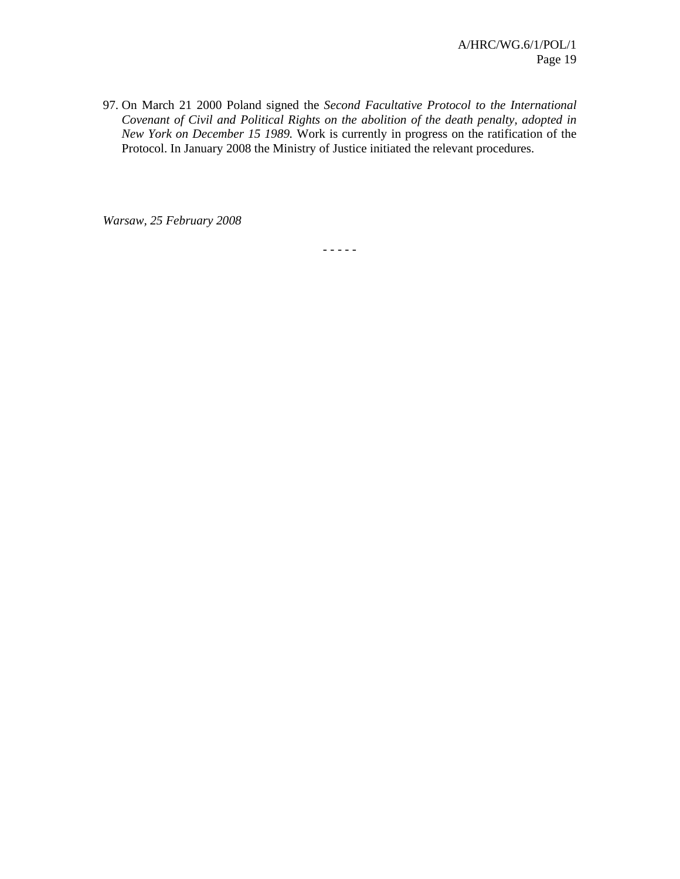97. On March 21 2000 Poland signed the *Second Facultative Protocol to the International Covenant of Civil and Political Rights on the abolition of the death penalty, adopted in New York on December 15 1989.* Work is currently in progress on the ratification of the Protocol. In January 2008 the Ministry of Justice initiated the relevant procedures.

*Warsaw, 25 February 2008*

- - - - -